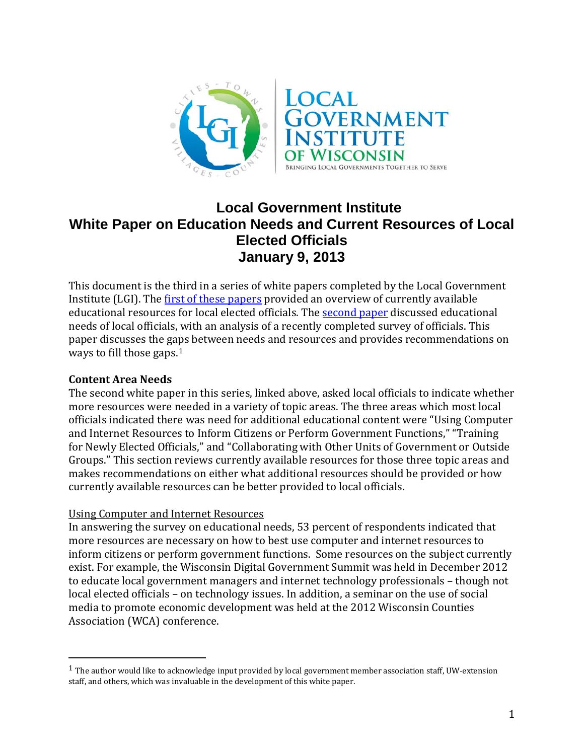# Local Government Institute White Paper on Education Needs and Current Resources of Local Elected Officials January 9, 2013

This document is the third in a series of white papers completed by the Local Government Institute (LGI). The first of these papers provided an overview of currently available educational resources for local elected officials. The second paper discussed educational needs of local officials, with an analysis of a recently completed survey of officials. This paper discusses the gaps between needs and resources and provides recommendations on ways to fill those gaps.[1]

## Content Area Needs

The second white paper in this series, linked above, asked local officials to indicate whether more resources were needed in a variety of topic areas. The three areas which most local officials indicated there was need for additional educational content were "Using Computer and Internet Resources to Inform Citizens or Perform Government Functions," "Training for Newly Elected Officials," and "Collaborating with Other Units of Government or Outside Groups." This section reviews currently available resources for those three topic areas and makes recommendations on either what additional resources should be provided or how currently available resources can be better provided to local officials.

### Using Computer and Internet Resources

In answering the survey on educational needs, 53 percent of respondents indicated that more resources are necessary on how to best use computer and internet resources to inform citizens or perform government functions. Some resources on the subject currently exist. For example, the Wisconsin Digital Government Summit was held in December 2012 to educate local government managers and internet technology professionals – though not local elected officials – on technology issues. In addition, a seminar on the use of social media to promote economic development was held at the 2012 Wisconsin Counties Association (WCA) conference.

[1] The author would like to acknowledge input provided by local government member association staff, UW-extension staff, and others, which was invaluable in the development of this white paper.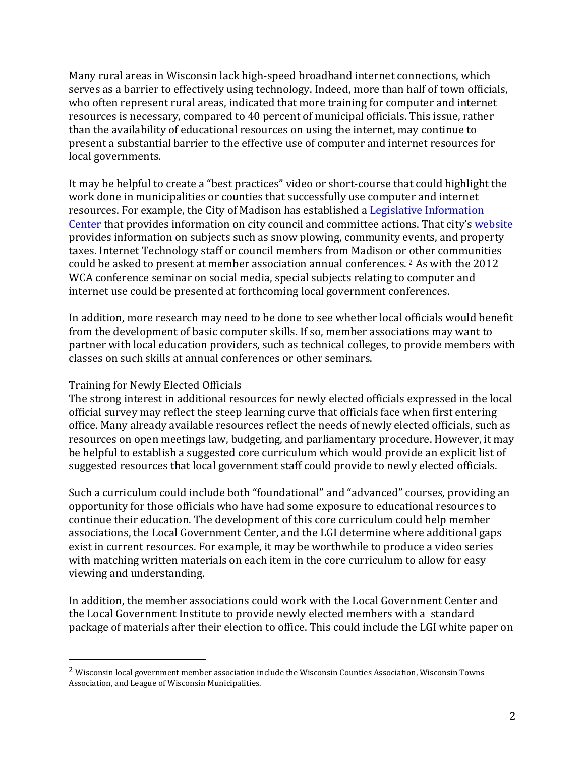Many rural areas in Wisconsin lack high-speed broadband internet connections, which serves as a barrier to effectively using technology. Indeed, more than half of town officials, who often represent rural areas, indicated that more training for computer and internet resources is necessary, compared to 40 percent of municipal officials. This issue, rather than the availability of educational resources on using the internet, may continue to present a substantial barrier to the effective use of computer and internet resources for local governments.

It may be helpful to create a "best practices" video or short-course that could highlight the work done in municipalities or counties that successfully use computer and internet resources. For example, the City of Madison has established a Legislative Information Center that provides information on city council and committee actions. That city's website provides information on subjects such as snow plowing, community events, and property taxes. Internet Technology staff or council members from Madison or other communities could be asked to present at member association annual conferences.[2] As with the 2012 WCA conference seminar on social media, special subjects relating to computer and internet use could be presented at forthcoming local government conferences.

In addition, more research may need to be done to see whether local officials would benefit from the development of basic computer skills. If so, member associations may want to partner with local education providers, such as technical colleges, to provide members with classes on such skills at annual conferences or other seminars.

Training for Newly Elected Officials

The strong interest in additional resources for newly elected officials expressed in the local official survey may reflect the steep learning curve that officials face when first entering office. Many already available resources reflect the needs of newly elected officials, such as resources on open meetings law, budgeting, and parliamentary procedure. However, it may be helpful to establish a suggested core curriculum which would provide an explicit list of suggested resources that local government staff could provide to newly elected officials.

Such a curriculum could include both "foundational" and "advanced" courses, providing an opportunity for those officials who have had some exposure to educational resources to continue their education. The development of this core curriculum could help member associations, the Local Government Center, and the LGI determine where additional gaps exist in current resources. For example, it may be worthwhile to produce a video series with matching written materials on each item in the core curriculum to allow for easy viewing and understanding.

In addition, the member associations could work with the Local Government Center and the Local Government Institute to provide newly elected members with a standard package of materials after their election to office. This could include the LGI white paper on

[2] Wisconsin local government member association include the Wisconsin Counties Association, Wisconsin Towns Association, and League of Wisconsin Municipalities.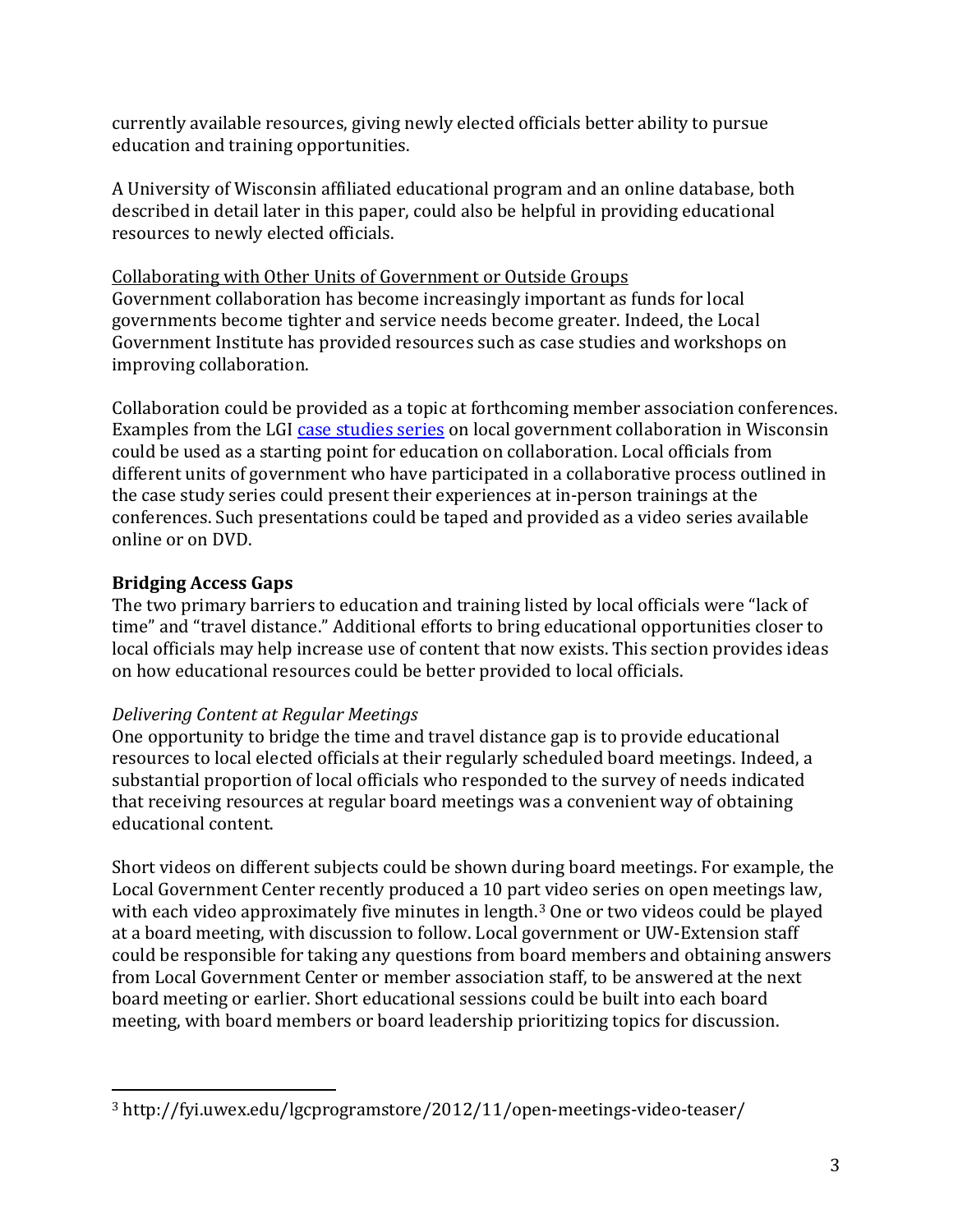currently available resources, giving newly elected officials better ability to pursue education and training opportunities.

A University of Wisconsin affiliated educational program and an online database, both described in detail later in this paper, could also be helpful in providing educational resources to newly elected officials.

<u>Collaborating with Other Units of Government or Outside Groups</u>
Government collaboration has become increasingly important as funds for local governments become tighter and service needs become greater. Indeed, the Local Government Institute has provided resources such as case studies and workshops on improving collaboration.

Collaboration could be provided as a topic at forthcoming member association conferences. Examples from the LGI case studies series on local government collaboration in Wisconsin could be used as a starting point for education on collaboration. Local officials from different units of government who have participated in a collaborative process outlined in the case study series could present their experiences at in-person trainings at the conferences. Such presentations could be taped and provided as a video series available online or on DVD.

### Bridging Access Gaps

The two primary barriers to education and training listed by local officials were "lack of time" and "travel distance." Additional efforts to bring educational opportunities closer to local officials may help increase use of content that now exists. This section provides ideas on how educational resources could be better provided to local officials.

*Delivering Content at Regular Meetings*
One opportunity to bridge the time and travel distance gap is to provide educational resources to local elected officials at their regularly scheduled board meetings. Indeed, a substantial proportion of local officials who responded to the survey of needs indicated that receiving resources at regular board meetings was a convenient way of obtaining educational content.

Short videos on different subjects could be shown during board meetings. For example, the Local Government Center recently produced a 10 part video series on open meetings law, with each video approximately five minutes in length.[3] One or two videos could be played at a board meeting, with discussion to follow. Local government or UW-Extension staff could be responsible for taking any questions from board members and obtaining answers from Local Government Center or member association staff, to be answered at the next board meeting or earlier. Short educational sessions could be built into each board meeting, with board members or board leadership prioritizing topics for discussion.

---

[3] http://fyi.uwex.edu/lgcprogramstore/2012/11/open-meetings-video-teaser/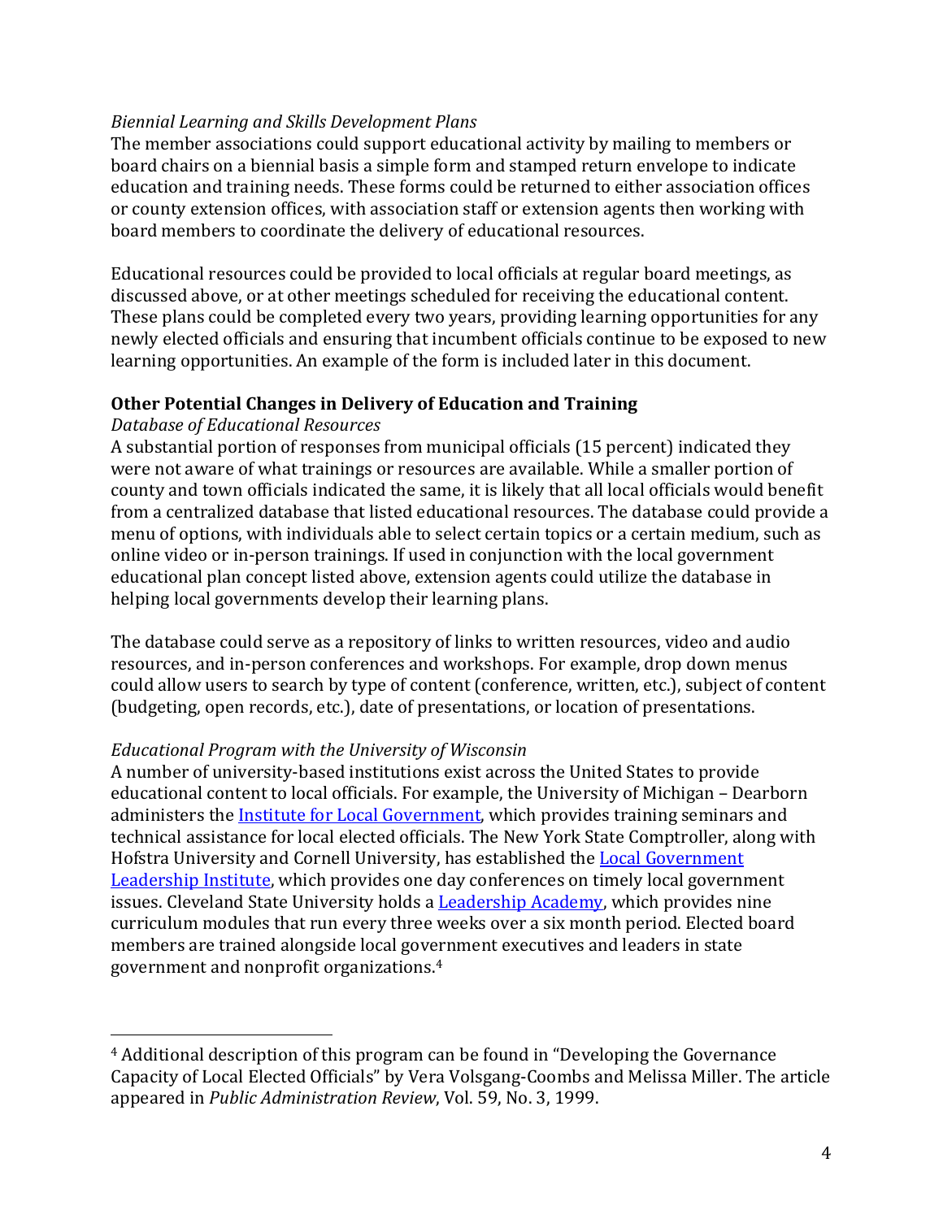*Biennial Learning and Skills Development Plans*

The member associations could support educational activity by mailing to members or board chairs on a biennial basis a simple form and stamped return envelope to indicate education and training needs. These forms could be returned to either association offices or county extension offices, with association staff or extension agents then working with board members to coordinate the delivery of educational resources.

Educational resources could be provided to local officials at regular board meetings, as discussed above, or at other meetings scheduled for receiving the educational content. These plans could be completed every two years, providing learning opportunities for any newly elected officials and ensuring that incumbent officials continue to be exposed to new learning opportunities. An example of the form is included later in this document.

### Other Potential Changes in Delivery of Education and Training

*Database of Educational Resources*

A substantial portion of responses from municipal officials (15 percent) indicated they were not aware of what trainings or resources are available. While a smaller portion of county and town officials indicated the same, it is likely that all local officials would benefit from a centralized database that listed educational resources. The database could provide a menu of options, with individuals able to select certain topics or a certain medium, such as online video or in-person trainings. If used in conjunction with the local government educational plan concept listed above, extension agents could utilize the database in helping local governments develop their learning plans.

The database could serve as a repository of links to written resources, video and audio resources, and in-person conferences and workshops. For example, drop down menus could allow users to search by type of content (conference, written, etc.), subject of content (budgeting, open records, etc.), date of presentations, or location of presentations.

*Educational Program with the University of Wisconsin*

A number of university-based institutions exist across the United States to provide educational content to local officials. For example, the University of Michigan – Dearborn administers the Institute for Local Government, which provides training seminars and technical assistance for local elected officials. The New York State Comptroller, along with Hofstra University and Cornell University, has established the Local Government Leadership Institute, which provides one day conferences on timely local government issues. Cleveland State University holds a Leadership Academy, which provides nine curriculum modules that run every three weeks over a six month period. Elected board members are trained alongside local government executives and leaders in state government and nonprofit organizations.[4]

[4] Additional description of this program can be found in "Developing the Governance Capacity of Local Elected Officials" by Vera Volsgang-Coombs and Melissa Miller. The article appeared in *Public Administration Review*, Vol. 59, No. 3, 1999.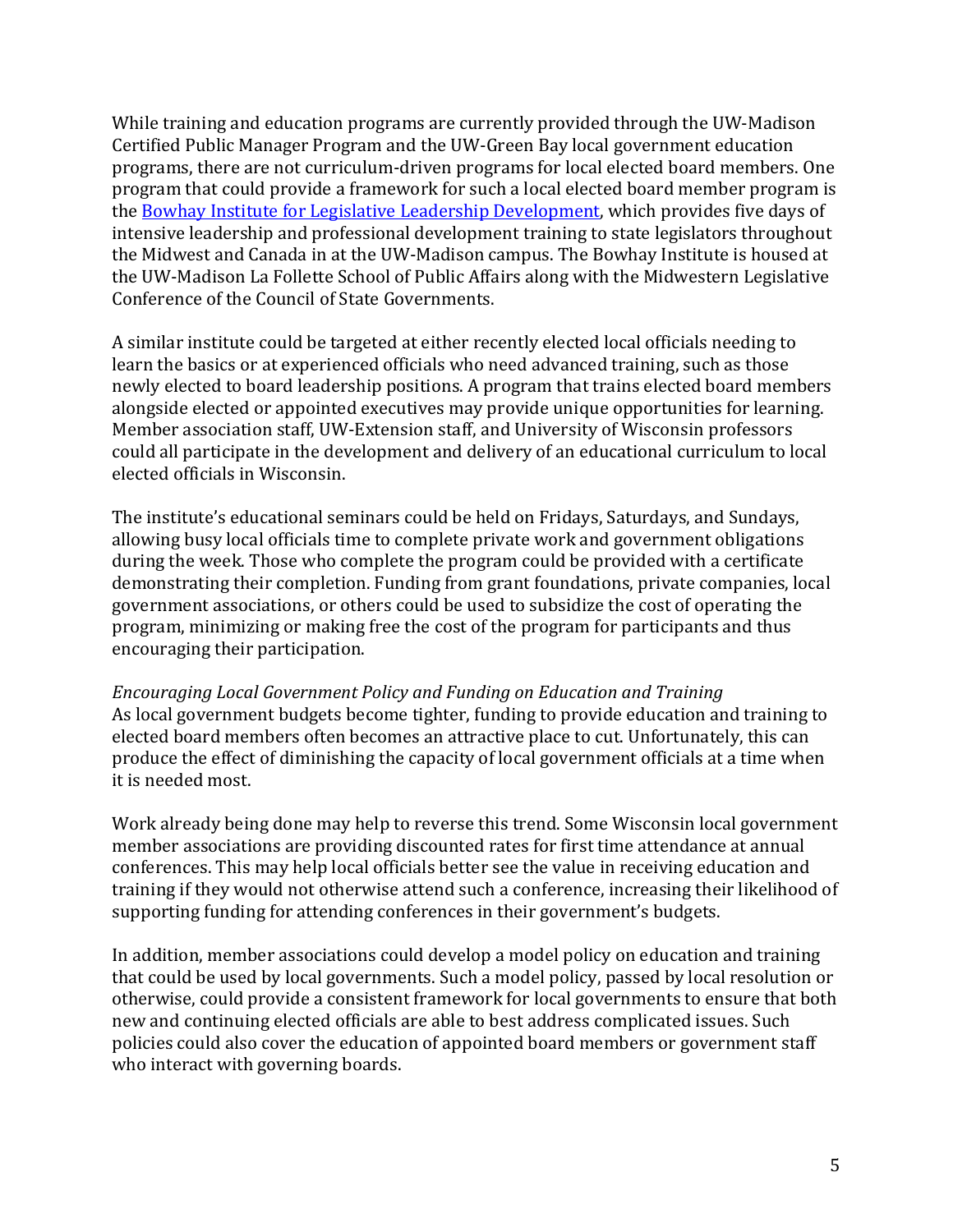While training and education programs are currently provided through the UW-Madison Certified Public Manager Program and the UW-Green Bay local government education programs, there are not curriculum-driven programs for local elected board members. One program that could provide a framework for such a local elected board member program is the [Bowhay Institute for Legislative Leadership Development](), which provides five days of intensive leadership and professional development training to state legislators throughout the Midwest and Canada in at the UW-Madison campus. The Bowhay Institute is housed at the UW-Madison La Follette School of Public Affairs along with the Midwestern Legislative Conference of the Council of State Governments.

A similar institute could be targeted at either recently elected local officials needing to learn the basics or at experienced officials who need advanced training, such as those newly elected to board leadership positions. A program that trains elected board members alongside elected or appointed executives may provide unique opportunities for learning. Member association staff, UW-Extension staff, and University of Wisconsin professors could all participate in the development and delivery of an educational curriculum to local elected officials in Wisconsin.

The institute's educational seminars could be held on Fridays, Saturdays, and Sundays, allowing busy local officials time to complete private work and government obligations during the week. Those who complete the program could be provided with a certificate demonstrating their completion. Funding from grant foundations, private companies, local government associations, or others could be used to subsidize the cost of operating the program, minimizing or making free the cost of the program for participants and thus encouraging their participation.

*Encouraging Local Government Policy and Funding on Education and Training*

As local government budgets become tighter, funding to provide education and training to elected board members often becomes an attractive place to cut. Unfortunately, this can produce the effect of diminishing the capacity of local government officials at a time when it is needed most.

Work already being done may help to reverse this trend. Some Wisconsin local government member associations are providing discounted rates for first time attendance at annual conferences. This may help local officials better see the value in receiving education and training if they would not otherwise attend such a conference, increasing their likelihood of supporting funding for attending conferences in their government's budgets.

In addition, member associations could develop a model policy on education and training that could be used by local governments. Such a model policy, passed by local resolution or otherwise, could provide a consistent framework for local governments to ensure that both new and continuing elected officials are able to best address complicated issues. Such policies could also cover the education of appointed board members or government staff who interact with governing boards.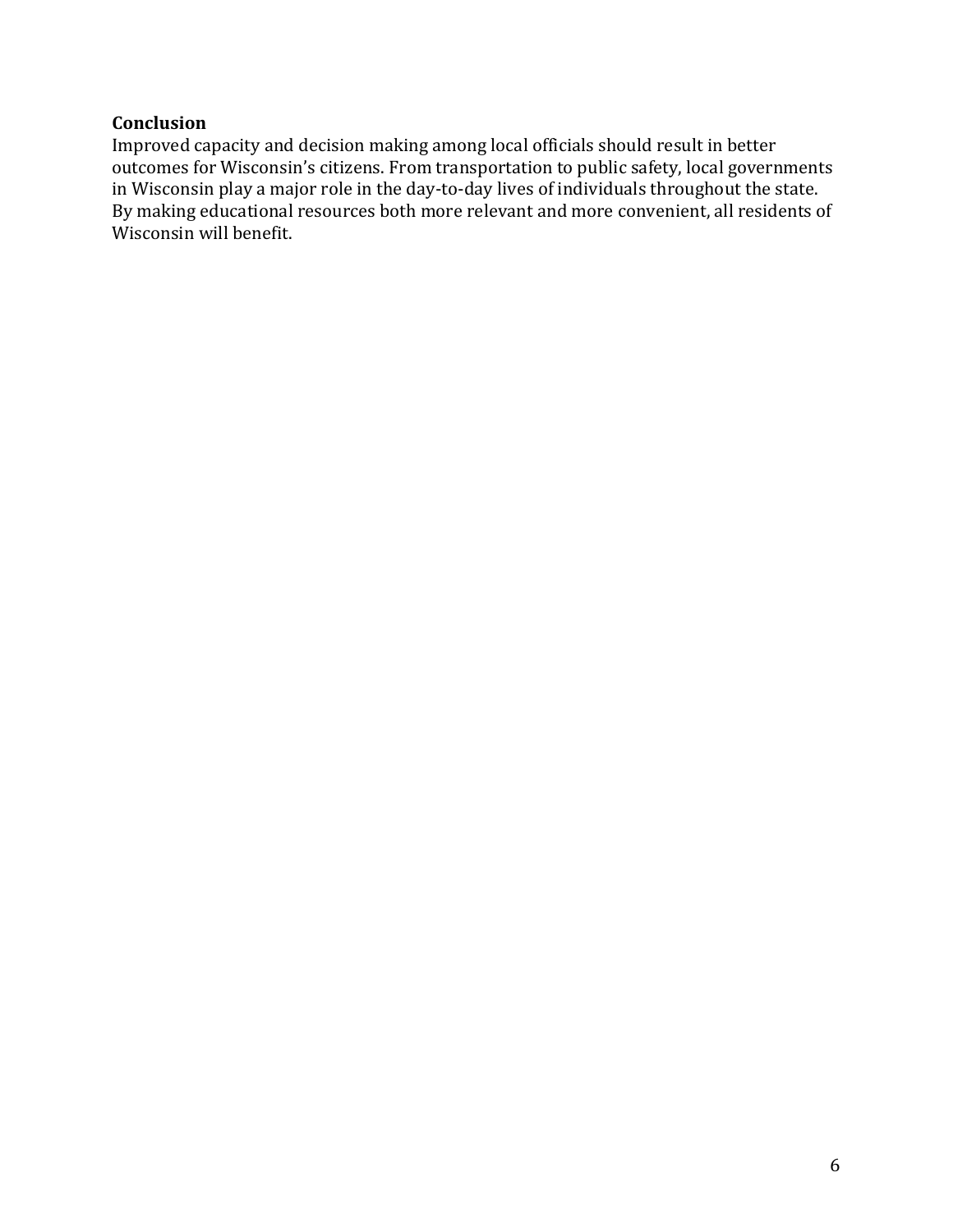**Conclusion**

Improved capacity and decision making among local officials should result in better outcomes for Wisconsin's citizens. From transportation to public safety, local governments in Wisconsin play a major role in the day-to-day lives of individuals throughout the state. By making educational resources both more relevant and more convenient, all residents of Wisconsin will benefit.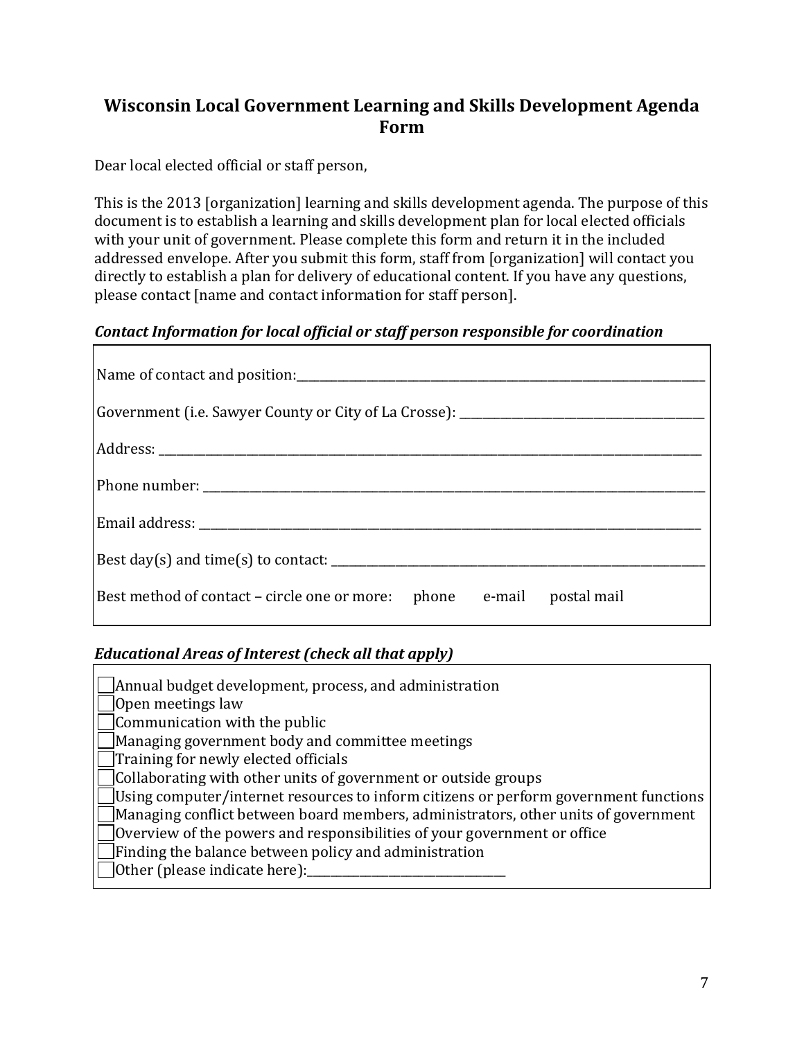## Wisconsin Local Government Learning and Skills Development Agenda Form

Dear local elected official or staff person,

This is the 2013 [organization] learning and skills development agenda. The purpose of this document is to establish a learning and skills development plan for local elected officials with your unit of government. Please complete this form and return it in the included addressed envelope. After you submit this form, staff from [organization] will contact you directly to establish a plan for delivery of educational content. If you have any questions, please contact [name and contact information for staff person].

***Contact Information for local official or staff person responsible for coordination***

Name of contact and position:______________________________________________________________

Government (i.e. Sawyer County or City of La Crosse): ______________________________________

Address: _________________________________________________________________________________

Phone number: ____________________________________________________________________________

Email address: ____________________________________________________________________________

Best day(s) and time(s) to contact: _______________________________________________________

Best method of contact – circle one or more: phone e-mail postal mail

***Educational Areas of Interest (check all that apply)***

- [ ] Annual budget development, process, and administration
- [ ] Open meetings law
- [ ] Communication with the public
- [ ] Managing government body and committee meetings
- [ ] Training for newly elected officials
- [ ] Collaborating with other units of government or outside groups
- [ ] Using computer/internet resources to inform citizens or perform government functions
- [ ] Managing conflict between board members, administrators, other units of government
- [ ] Overview of the powers and responsibilities of your government or office
- [ ] Finding the balance between policy and administration
- [ ] Other (please indicate here):_______________________________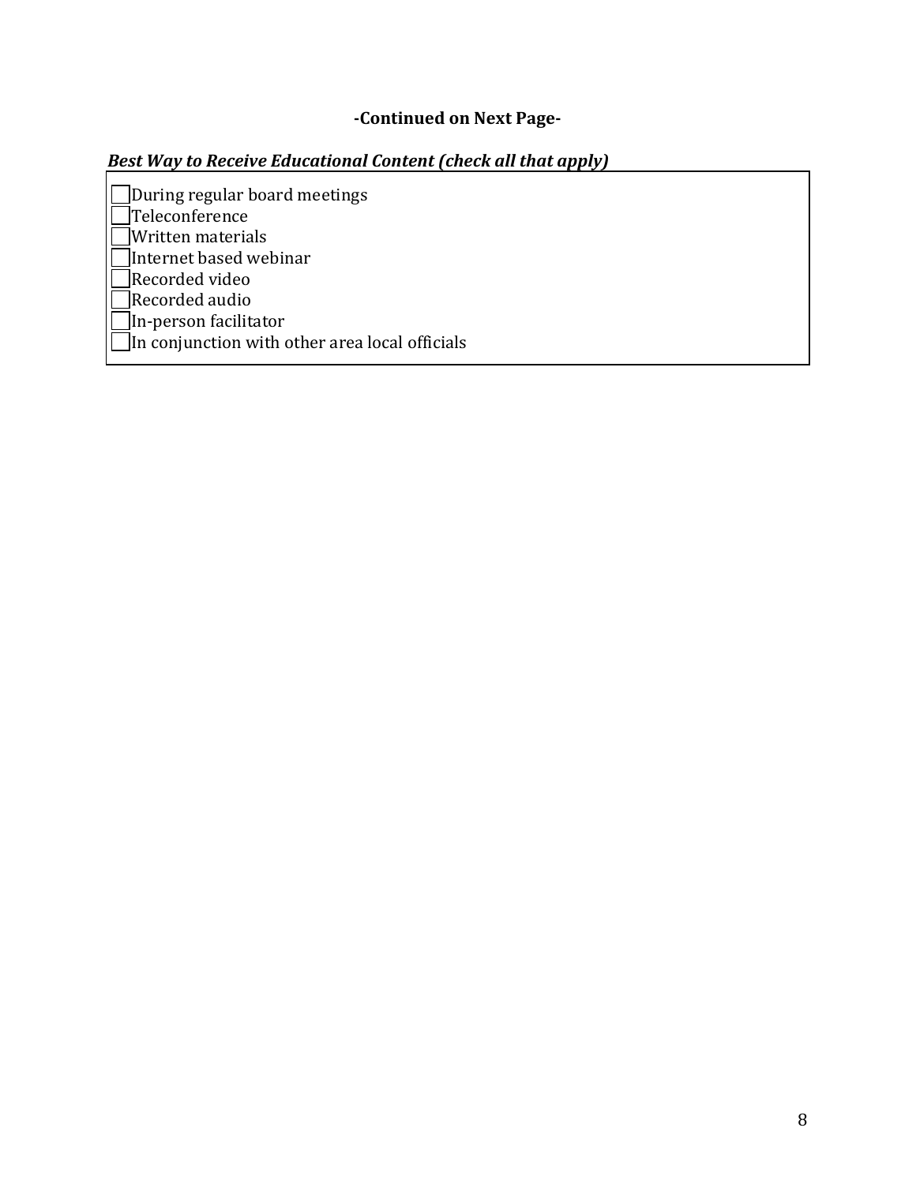**-Continued on Next Page-**

***Best Way to Receive Educational Content (check all that apply)***

- [ ] During regular board meetings
- [ ] Teleconference
- [ ] Written materials
- [ ] Internet based webinar
- [ ] Recorded video
- [ ] Recorded audio
- [ ] In-person facilitator
- [ ] In conjunction with other area local officials